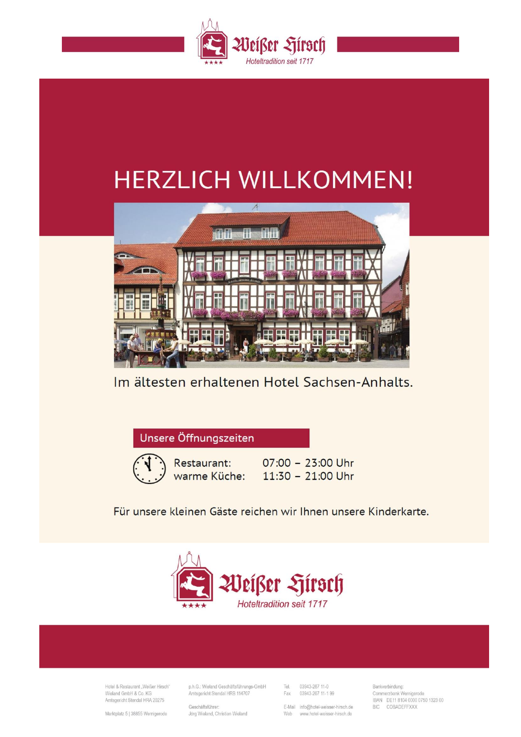Weißer Hirsch
Hoteltradition seit 1717

# HERZLICH WILLKOMMEN!

Im ältesten erhaltenen Hotel Sachsen-Anhalts.

## Unsere Öffnungszeiten

| | |
|---|---|
| Restaurant: | 07:00 – 23:00 Uhr |
| warme Küche: | 11:30 – 21:00 Uhr |

Für unsere kleinen Gäste reichen wir Ihnen unsere Kinderkarte.

Weißer Hirsch
Hoteltradition seit 1717

Hotel & Restaurant „Weißer Hirsch“
Wieland GmbH & Co. KG
Amtsgericht Stendal HRA 20275

Marktplatz 5 | 38855 Wernigerode

p.h.G.: Wieland Geschäftsführungs-GmbH
Amtsgericht Stendal HRB 114707

Geschäftsführer:
Jörg Wieland, Christian Wieland

Tel. 03943-267 11-0
Fax 03943-267 11-1 99

E-Mail info@hotel-weisser-hirsch.de
Web www.hotel-weisser-hirsch.de

Bankverbindung:
Commerzbank Wernigerode
IBAN DE11 8104 0000 0750 1323 00
BIC COBADEFFXXX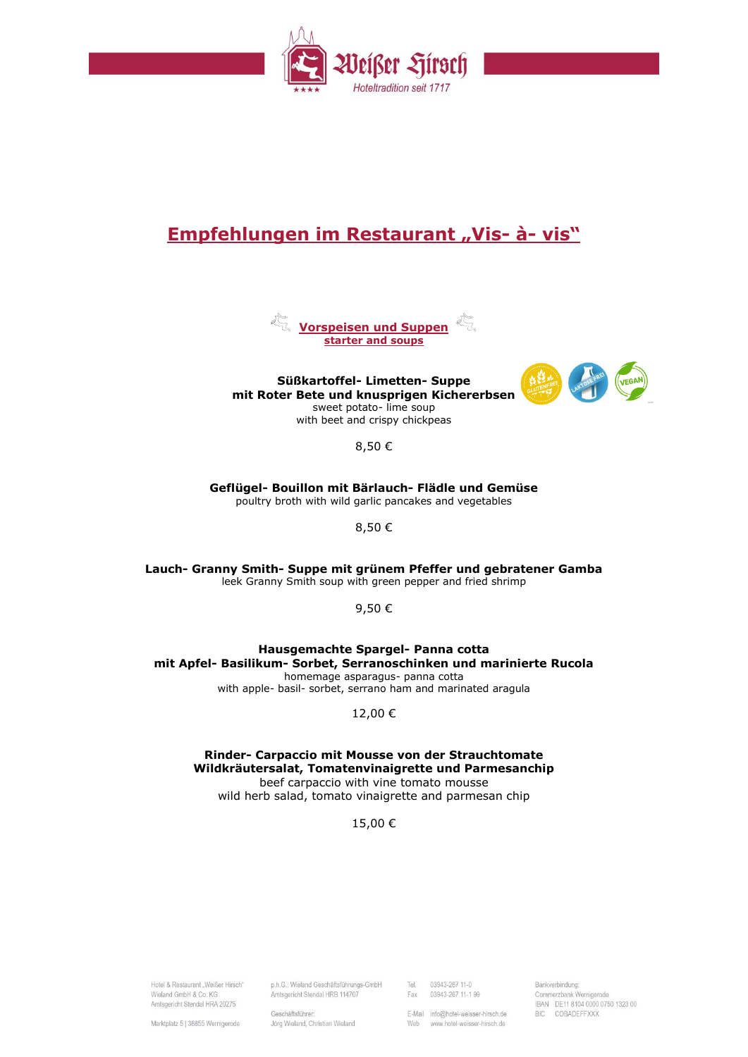# Empfehlungen im Restaurant „Vis- à- vis“

## Vorspeisen und Suppen
### starter and soups

**Süßkartoffel- Limetten- Suppe**
**mit Roter Bete und knusprigen Kichererbsen**
sweet potato- lime soup
with beet and crispy chickpeas

GLUTENFREI · LAKTOSEFREI · VEGAN

8,50 €

**Geflügel- Bouillon mit Bärlauch- Flädle und Gemüse**
poultry broth with wild garlic pancakes and vegetables

8,50 €

**Lauch- Granny Smith- Suppe mit grünem Pfeffer und gebratener Gamba**
leek Granny Smith soup with green pepper and fried shrimp

9,50 €

**Hausgemachte Spargel- Panna cotta**
**mit Apfel- Basilikum- Sorbet, Serranoschinken und marinierte Rucola**
homemage asparagus- panna cotta
with apple- basil- sorbet, serrano ham and marinated aragula

12,00 €

**Rinder- Carpaccio mit Mousse von der Strauchtomate**
**Wildkräutersalat, Tomatenvinaigrette und Parmesanchip**
beef carpaccio with vine tomato mousse
wild herb salad, tomato vinaigrette and parmesan chip

15,00 €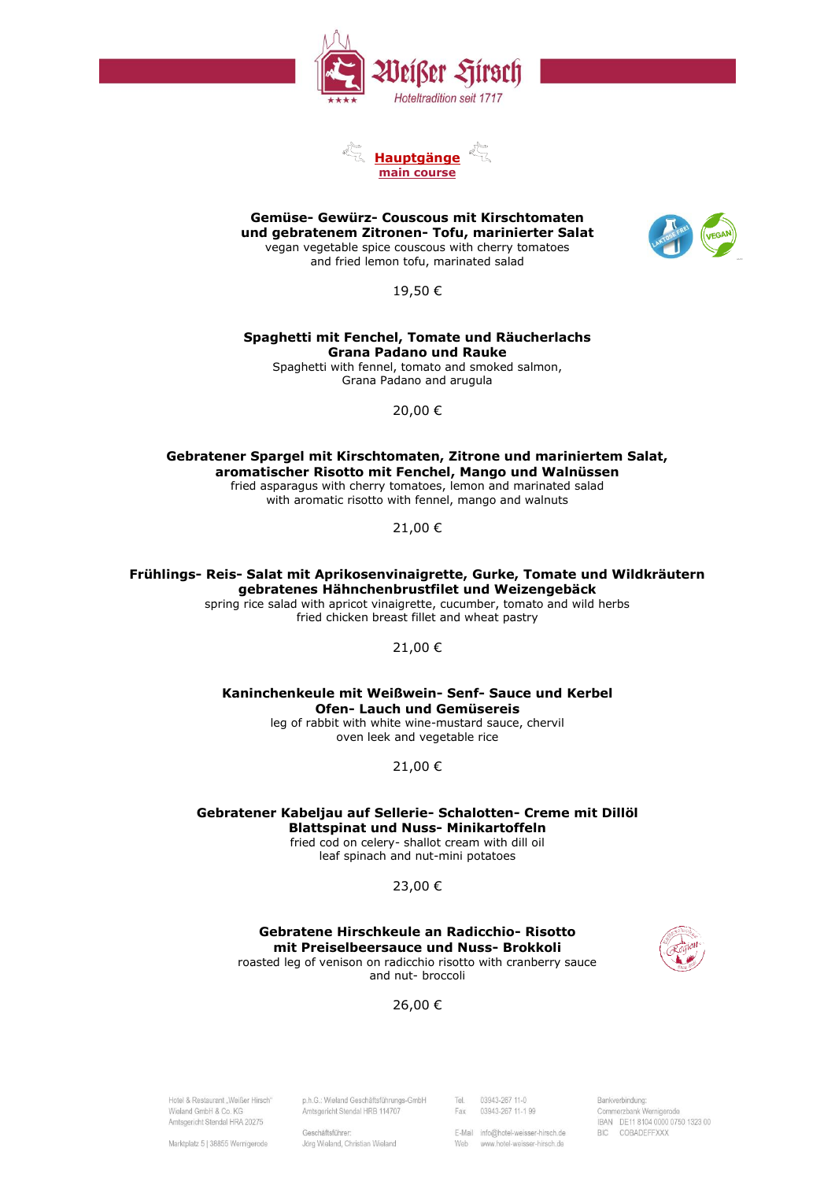## Hauptgänge
## main course

**Gemüse- Gewürz- Couscous mit Kirschtomaten**
**und gebratenem Zitronen- Tofu, marinierter Salat**
vegan vegetable spice couscous with cherry tomatoes
and fried lemon tofu, marinated salad

19,50 €

**Spaghetti mit Fenchel, Tomate und Räucherlachs**
**Grana Padano und Rauke**
Spaghetti with fennel, tomato and smoked salmon,
Grana Padano and arugula

20,00 €

**Gebratener Spargel mit Kirschtomaten, Zitrone und mariniertem Salat,**
**aromatischer Risotto mit Fenchel, Mango und Walnüssen**
fried asparagus with cherry tomatoes, lemon and marinated salad
with aromatic risotto with fennel, mango and walnuts

21,00 €

**Frühlings- Reis- Salat mit Aprikosenvinaigrette, Gurke, Tomate und Wildkräutern**
**gebratenes Hähnchenbrustfilet und Weizengebäck**
spring rice salad with apricot vinaigrette, cucumber, tomato and wild herbs
fried chicken breast fillet and wheat pastry

21,00 €

**Kaninchenkeule mit Weißwein- Senf- Sauce und Kerbel**
**Ofen- Lauch und Gemüsereis**
leg of rabbit with white wine-mustard sauce, chervil
oven leek and vegetable rice

21,00 €

**Gebratener Kabeljau auf Sellerie- Schalotten- Creme mit Dillöl**
**Blattspinat und Nuss- Minikartoffeln**
fried cod on celery- shallot cream with dill oil
leaf spinach and nut-mini potatoes

23,00 €

**Gebratene Hirschkeule an Radicchio- Risotto**
**mit Preiselbeersauce und Nuss- Brokkoli**
roasted leg of venison on radicchio risotto with cranberry sauce
and nut- broccoli

26,00 €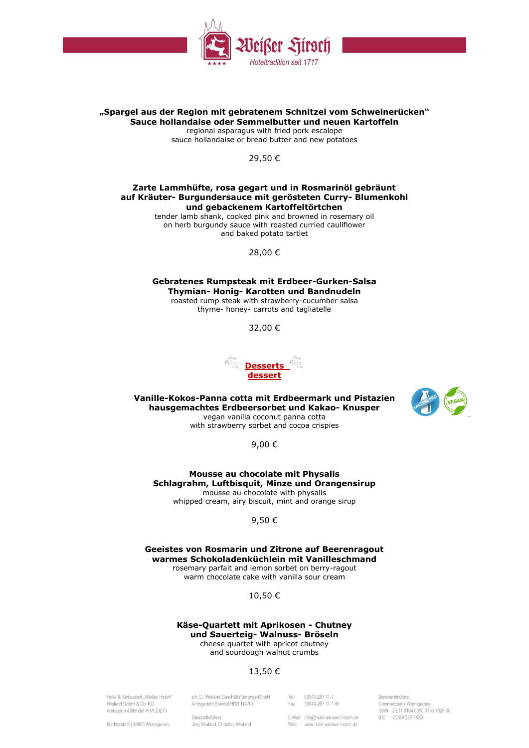**„Spargel aus der Region mit gebratenem Schnitzel vom Schweinerücken“**
**Sauce hollandaise oder Semmelbutter und neuen Kartoffeln**
regional asparagus with fried pork escalope
sauce hollandaise or bread butter and new potatoes

29,50 €

**Zarte Lammhüfte, rosa gegart und in Rosmarinöl gebräunt**
**auf Kräuter- Burgundersauce mit gerösteten Curry- Blumenkohl**
**und gebackenem Kartoffeltörtchen**
tender lamb shank, cooked pink and browned in rosemary oil
on herb burgundy sauce with roasted curried cauliflower
and baked potato tartlet

28,00 €

**Gebratenes Rumpsteak mit Erdbeer-Gurken-Salsa**
**Thymian- Honig- Karotten und Bandnudeln**
roasted rump steak with strawberry-cucumber salsa
thyme- honey- carrots and tagliatelle

32,00 €

## Desserts
## dessert

**Vanille-Kokos-Panna cotta mit Erdbeermark und Pistazien**
**hausgemachtes Erdbeersorbet und Kakao- Knusper**
vegan vanilla coconut panna cotta
with strawberry sorbet and cocoa crispies

LAKTOSE FREI · VEGAN

9,00 €

**Mousse au chocolate mit Physalis**
**Schlagrahm, Luftbisquit, Minze und Orangensirup**
mousse au chocolate with physalis
whipped cream, airy biscuit, mint and orange sirup

9,50 €

**Geeistes von Rosmarin und Zitrone auf Beerenragout**
**warmes Schokoladenküchlein mit Vanilleschmand**
rosemary parfait and lemon sorbet on berry-ragout
warm chocolate cake with vanilla sour cream

10,50 €

**Käse-Quartett mit Aprikosen - Chutney**
**und Sauerteig- Walnuss- Bröseln**
cheese quartet with apricot chutney
and sourdough walnut crumbs

13,50 €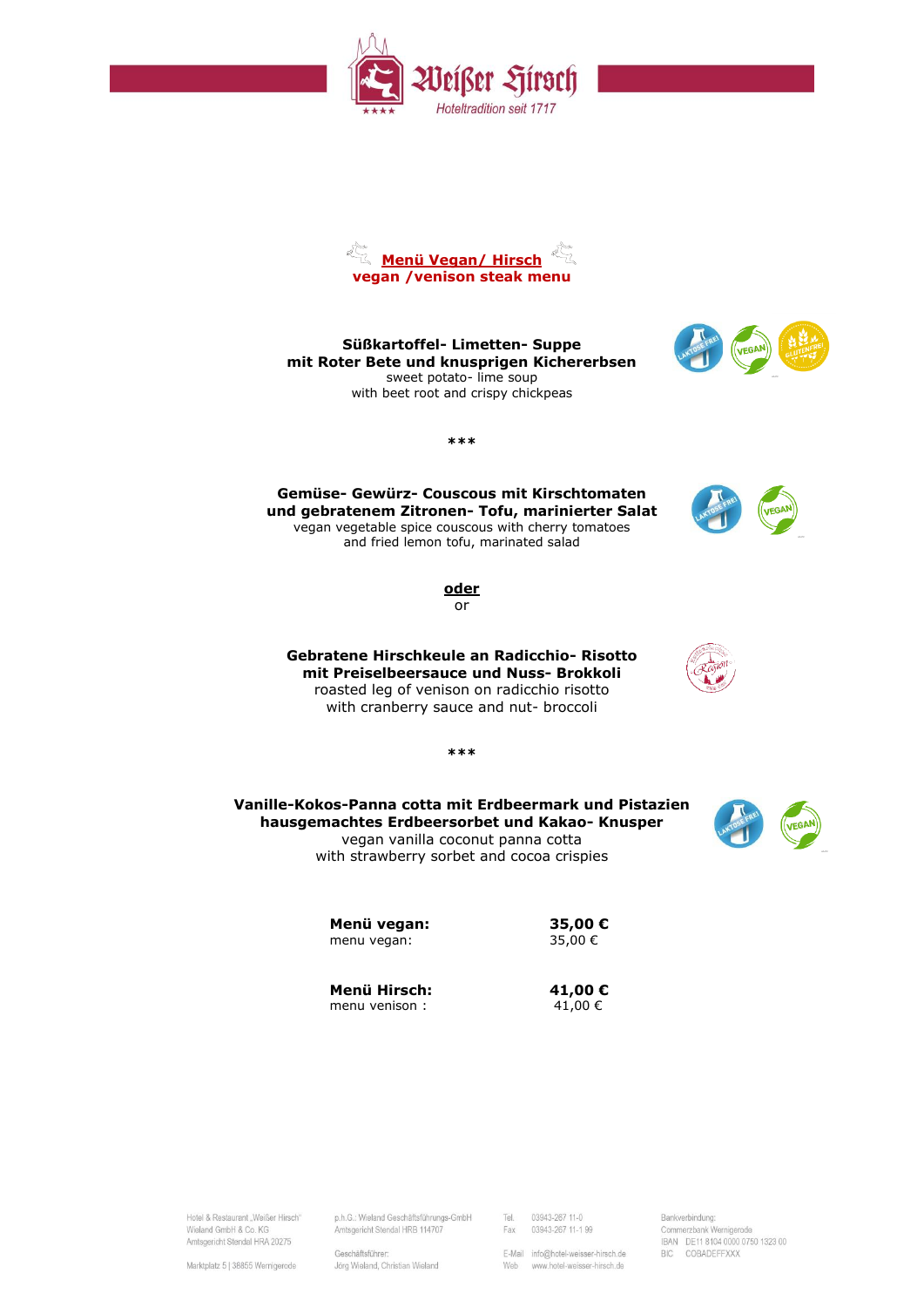Weißer Hirsch
Hoteltradition seit 1717

## Menü Vegan/ Hirsch
**vegan /venison steak menu**

**Süßkartoffel- Limetten- Suppe**
**mit Roter Bete und knusprigen Kichererbsen**
sweet potato- lime soup
with beet root and crispy chickpeas

LAKTOSE FREI · VEGAN · GLUTENFREI

\*\*\*

**Gemüse- Gewürz- Couscous mit Kirschtomaten**
**und gebratenem Zitronen- Tofu, marinierter Salat**
vegan vegetable spice couscous with cherry tomatoes
and fried lemon tofu, marinated salad

LAKTOSE FREI · VEGAN

**oder**
or

**Gebratene Hirschkeule an Radicchio- Risotto**
**mit Preiselbeersauce und Nuss- Brokkoli**
roasted leg of venison on radicchio risotto
with cranberry sauce and nut- broccoli

Region

\*\*\*

**Vanille-Kokos-Panna cotta mit Erdbeermark und Pistazien**
**hausgemachtes Erdbeersorbet und Kakao- Knusper**
vegan vanilla coconut panna cotta
with strawberry sorbet and cocoa crispies

LAKTOSE FREI · VEGAN

| | |
|---|---|
| **Menü vegan:** menu vegan: | **35,00 €** 35,00 € |
| **Menü Hirsch:** menu venison : | **41,00 €** 41,00 € |

Hotel & Restaurant „Weißer Hirsch"
Wieland GmbH & Co. KG
Amtsgericht Stendal HRA 20275
Marktplatz 5 | 38855 Wernigerode

p.h.G.: Wieland Geschäftsführungs-GmbH
Amtsgericht Stendal HRB 114707
Geschäftsführer:
Jörg Wieland, Christian Wieland

Tel. 03943-267 11-0
Fax 03943-267 11-1 99
E-Mail info@hotel-weisser-hirsch.de
Web www.hotel-weisser-hirsch.de

Bankverbindung:
Commerzbank Wernigerode
IBAN DE11 8104 0000 0750 1323 00
BIC COBADEFFXXX